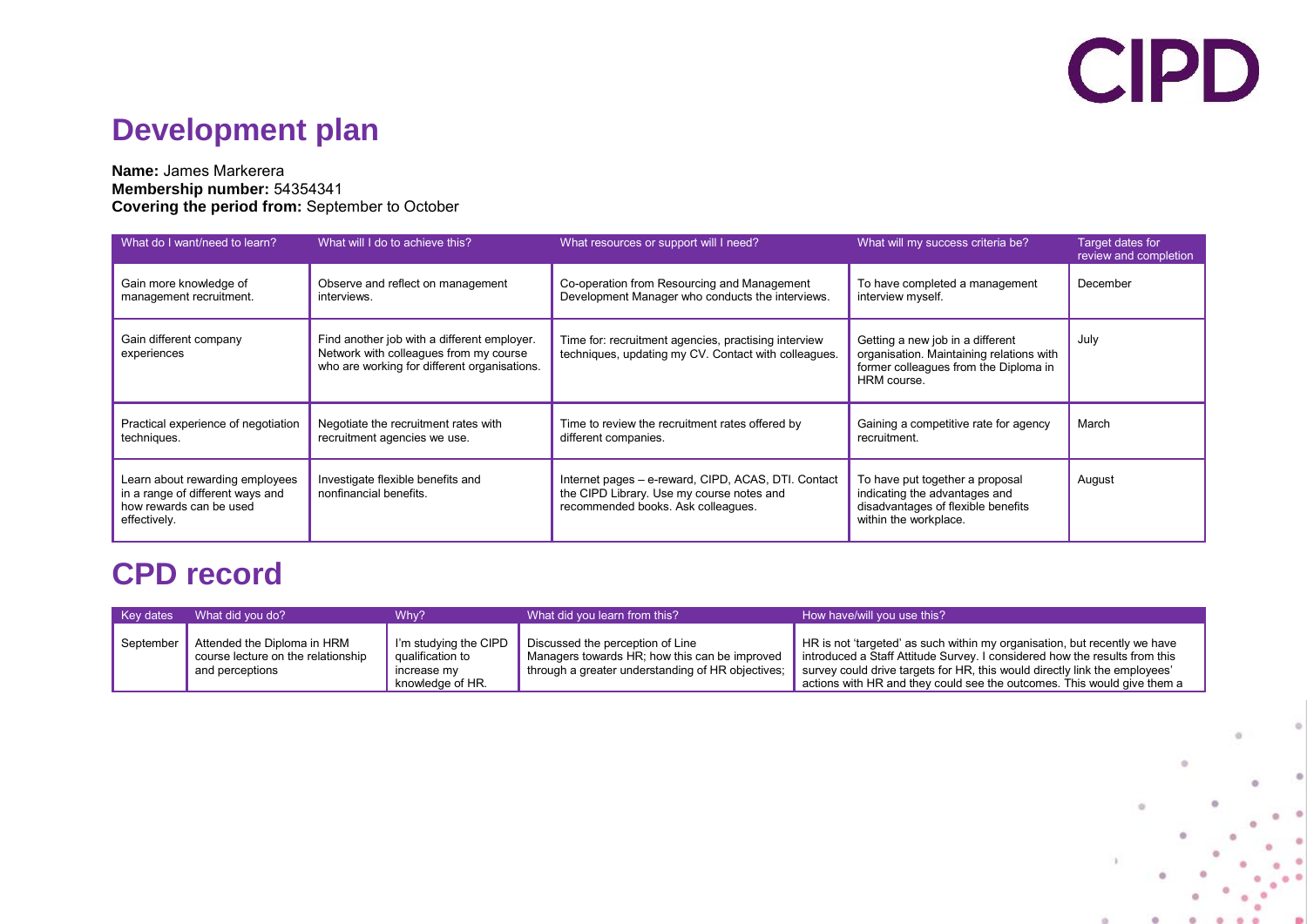# Development plan

**Name:** James Markerera
**Membership number:** 54354341
**Covering the period from:** September to October

| What do I want/need to learn? | What will I do to achieve this? | What resources or support will I need? | What will my success criteria be? | Target dates for review and completion |
|---|---|---|---|---|
| Gain more knowledge of management recruitment. | Observe and reflect on management interviews. | Co-operation from Resourcing and Management Development Manager who conducts the interviews. | To have completed a management interview myself. | December |
| Gain different company experiences | Find another job with a different employer. Network with colleagues from my course who are working for different organisations. | Time for: recruitment agencies, practising interview techniques, updating my CV. Contact with colleagues. | Getting a new job in a different organisation. Maintaining relations with former colleagues from the Diploma in HRM course. | July |
| Practical experience of negotiation techniques. | Negotiate the recruitment rates with recruitment agencies we use. | Time to review the recruitment rates offered by different companies. | Gaining a competitive rate for agency recruitment. | March |
| Learn about rewarding employees in a range of different ways and how rewards can be used effectively. | Investigate flexible benefits and nonfinancial benefits. | Internet pages – e-reward, CIPD, ACAS, DTI. Contact the CIPD Library. Use my course notes and recommended books. Ask colleagues. | To have put together a proposal indicating the advantages and disadvantages of flexible benefits within the workplace. | August |

# CPD record

| Key dates | What did you do? | Why? | What did you learn from this? | How have/will you use this? |
|---|---|---|---|---|
| September | Attended the Diploma in HRM course lecture on the relationship and perceptions | I'm studying the CIPD qualification to increase my knowledge of HR. | Discussed the perception of Line Managers towards HR; how this can be improved through a greater understanding of HR objectives; | HR is not 'targeted' as such within my organisation, but recently we have introduced a Staff Attitude Survey. I considered how the results from this survey could drive targets for HR, this would directly link the employees' actions with HR and they could see the outcomes. This would give them a |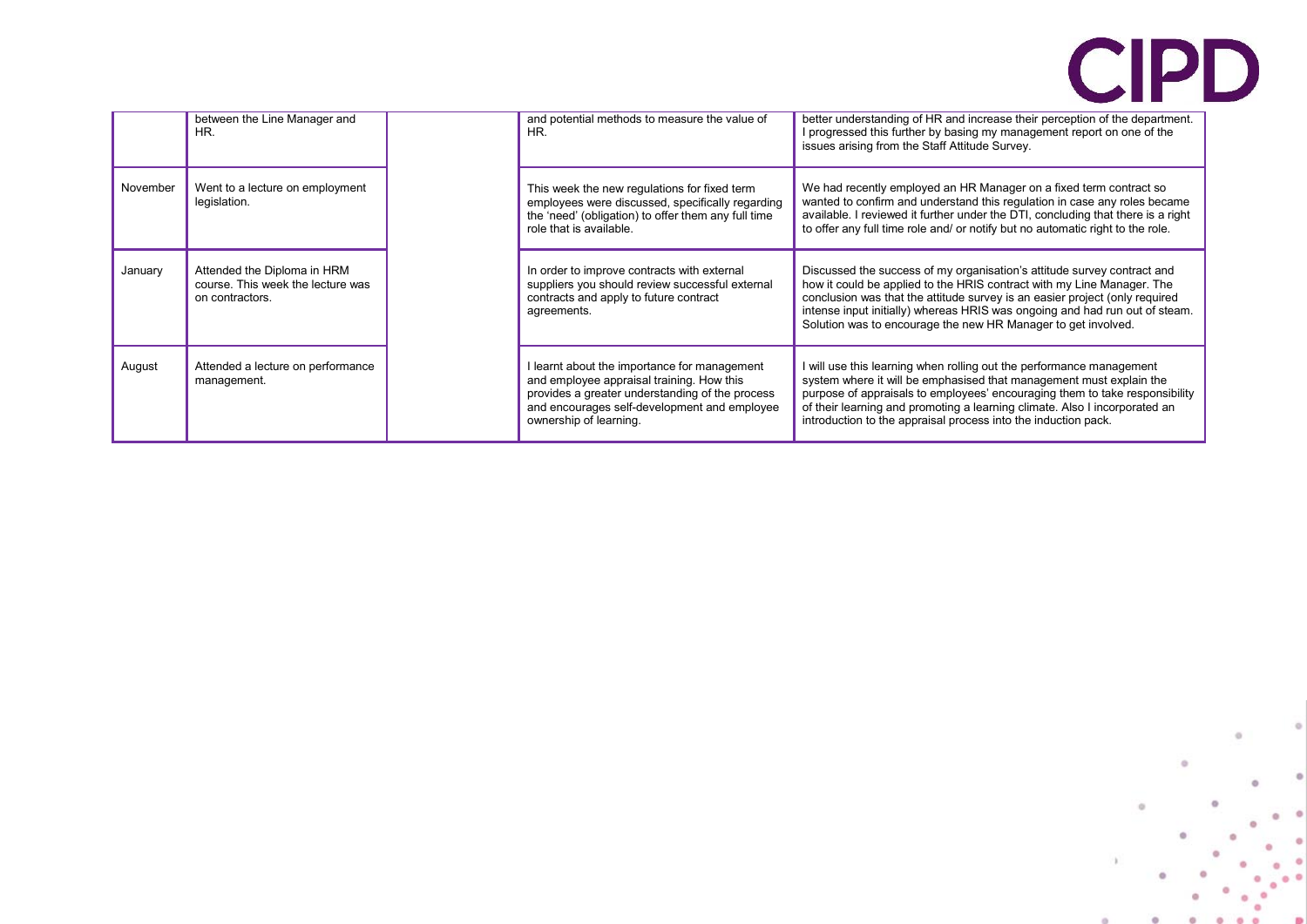| | | | | |
|---|---|---|---|---|
| | between the Line Manager and HR. | | and potential methods to measure the value of HR. | better understanding of HR and increase their perception of the department. I progressed this further by basing my management report on one of the issues arising from the Staff Attitude Survey. |
| November | Went to a lecture on employment legislation. | | This week the new regulations for fixed term employees were discussed, specifically regarding the 'need' (obligation) to offer them any full time role that is available. | We had recently employed an HR Manager on a fixed term contract so wanted to confirm and understand this regulation in case any roles became available. I reviewed it further under the DTI, concluding that there is a right to offer any full time role and/ or notify but no automatic right to the role. |
| January | Attended the Diploma in HRM course. This week the lecture was on contractors. | | In order to improve contracts with external suppliers you should review successful external contracts and apply to future contract agreements. | Discussed the success of my organisation's attitude survey contract and how it could be applied to the HRIS contract with my Line Manager. The conclusion was that the attitude survey is an easier project (only required intense input initially) whereas HRIS was ongoing and had run out of steam. Solution was to encourage the new HR Manager to get involved. |
| August | Attended a lecture on performance management. | | I learnt about the importance for management and employee appraisal training. How this provides a greater understanding of the process and encourages self-development and employee ownership of learning. | I will use this learning when rolling out the performance management system where it will be emphasised that management must explain the purpose of appraisals to employees' encouraging them to take responsibility of their learning and promoting a learning climate. Also I incorporated an introduction to the appraisal process into the induction pack. |